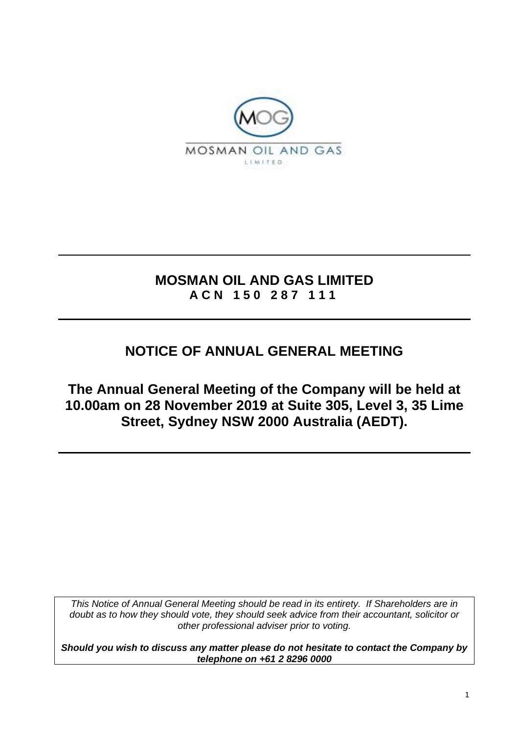MOSMAN OIL AND GAS

LIMITED

# MOSMAN OIL AND GAS LIMITED

**A C N 1 5 0 2 8 7 1 1 1**

## NOTICE OF ANNUAL GENERAL MEETING

## The Annual General Meeting of the Company will be held at 10.00am on 28 November 2019 at Suite 305, Level 3, 35 Lime Street, Sydney NSW 2000 Australia (AEDT).

*This Notice of Annual General Meeting should be read in its entirety. If Shareholders are in doubt as to how they should vote, they should seek advice from their accountant, solicitor or other professional adviser prior to voting.*

***Should you wish to discuss any matter please do not hesitate to contact the Company by telephone on +61 2 8296 0000***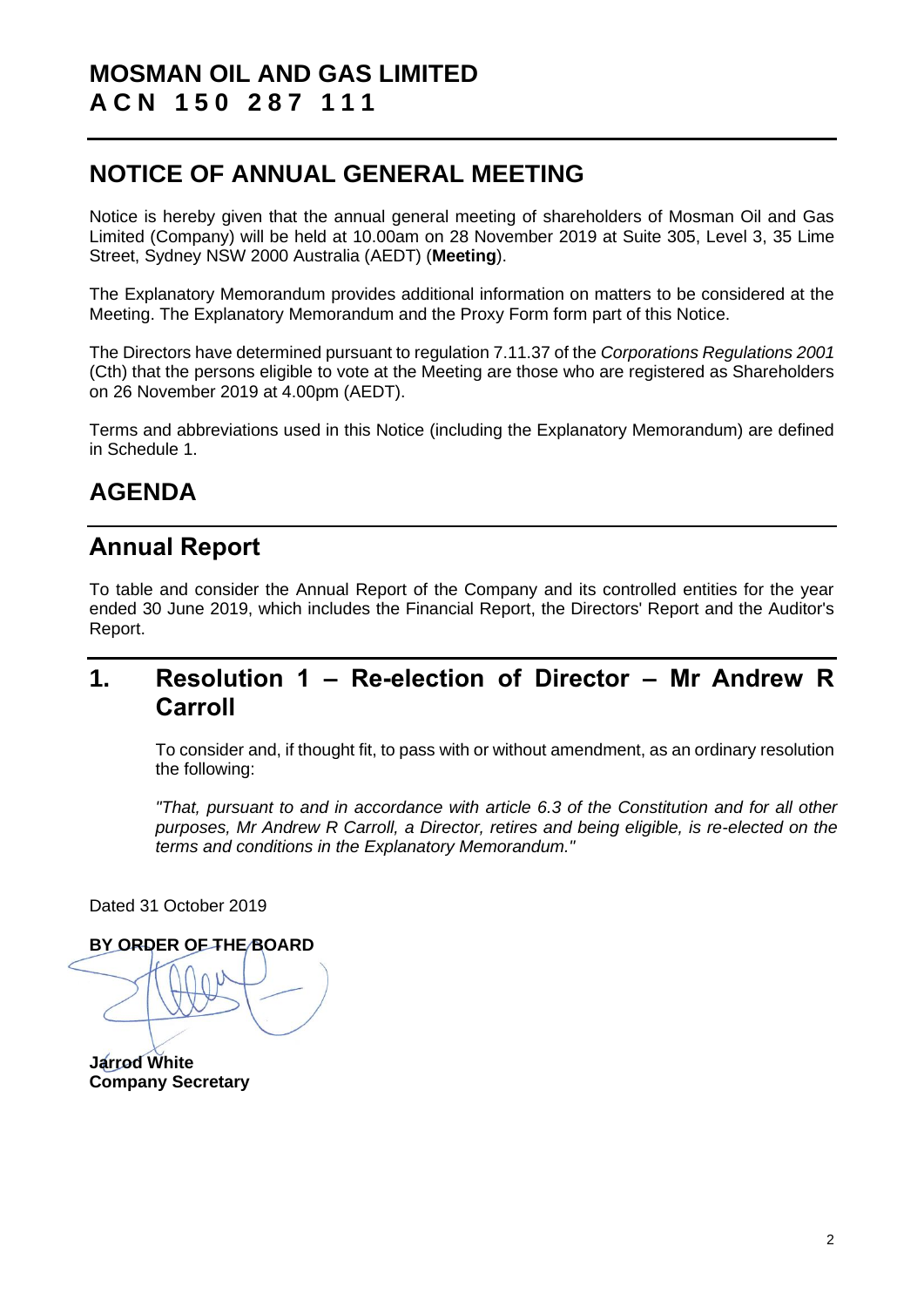# MOSMAN OIL AND GAS LIMITED
# ACN 150 287 111

## NOTICE OF ANNUAL GENERAL MEETING

Notice is hereby given that the annual general meeting of shareholders of Mosman Oil and Gas Limited (Company) will be held at 10.00am on 28 November 2019 at Suite 305, Level 3, 35 Lime Street, Sydney NSW 2000 Australia (AEDT) (**Meeting**).

The Explanatory Memorandum provides additional information on matters to be considered at the Meeting. The Explanatory Memorandum and the Proxy Form form part of this Notice.

The Directors have determined pursuant to regulation 7.11.37 of the *Corporations Regulations 2001* (Cth) that the persons eligible to vote at the Meeting are those who are registered as Shareholders on 26 November 2019 at 4.00pm (AEDT).

Terms and abbreviations used in this Notice (including the Explanatory Memorandum) are defined in Schedule 1.

## AGENDA

## Annual Report

To table and consider the Annual Report of the Company and its controlled entities for the year ended 30 June 2019, which includes the Financial Report, the Directors' Report and the Auditor's Report.

## 1. Resolution 1 – Re-election of Director – Mr Andrew R Carroll

To consider and, if thought fit, to pass with or without amendment, as an ordinary resolution the following:

*"That, pursuant to and in accordance with article 6.3 of the Constitution and for all other purposes, Mr Andrew R Carroll, a Director, retires and being eligible, is re-elected on the terms and conditions in the Explanatory Memorandum."*

Dated 31 October 2019

**BY ORDER OF THE BOARD**

**Jarrod White**
**Company Secretary**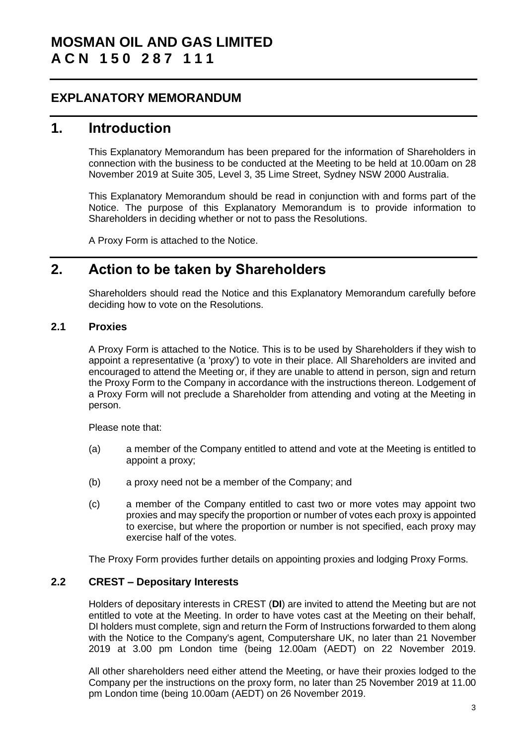# MOSMAN OIL AND GAS LIMITED
# A C N 1 5 0 2 8 7 1 1 1

## EXPLANATORY MEMORANDUM

## 1. Introduction

This Explanatory Memorandum has been prepared for the information of Shareholders in connection with the business to be conducted at the Meeting to be held at 10.00am on 28 November 2019 at Suite 305, Level 3, 35 Lime Street, Sydney NSW 2000 Australia.

This Explanatory Memorandum should be read in conjunction with and forms part of the Notice. The purpose of this Explanatory Memorandum is to provide information to Shareholders in deciding whether or not to pass the Resolutions.

A Proxy Form is attached to the Notice.

## 2. Action to be taken by Shareholders

Shareholders should read the Notice and this Explanatory Memorandum carefully before deciding how to vote on the Resolutions.

### 2.1 Proxies

A Proxy Form is attached to the Notice. This is to be used by Shareholders if they wish to appoint a representative (a 'proxy') to vote in their place. All Shareholders are invited and encouraged to attend the Meeting or, if they are unable to attend in person, sign and return the Proxy Form to the Company in accordance with the instructions thereon. Lodgement of a Proxy Form will not preclude a Shareholder from attending and voting at the Meeting in person.

Please note that:

(a) a member of the Company entitled to attend and vote at the Meeting is entitled to appoint a proxy;

(b) a proxy need not be a member of the Company; and

(c) a member of the Company entitled to cast two or more votes may appoint two proxies and may specify the proportion or number of votes each proxy is appointed to exercise, but where the proportion or number is not specified, each proxy may exercise half of the votes.

The Proxy Form provides further details on appointing proxies and lodging Proxy Forms.

### 2.2 CREST – Depositary Interests

Holders of depositary interests in CREST (**DI**) are invited to attend the Meeting but are not entitled to vote at the Meeting. In order to have votes cast at the Meeting on their behalf, DI holders must complete, sign and return the Form of Instructions forwarded to them along with the Notice to the Company's agent, Computershare UK, no later than 21 November 2019 at 3.00 pm London time (being 12.00am (AEDT) on 22 November 2019.

All other shareholders need either attend the Meeting, or have their proxies lodged to the Company per the instructions on the proxy form, no later than 25 November 2019 at 11.00 pm London time (being 10.00am (AEDT) on 26 November 2019.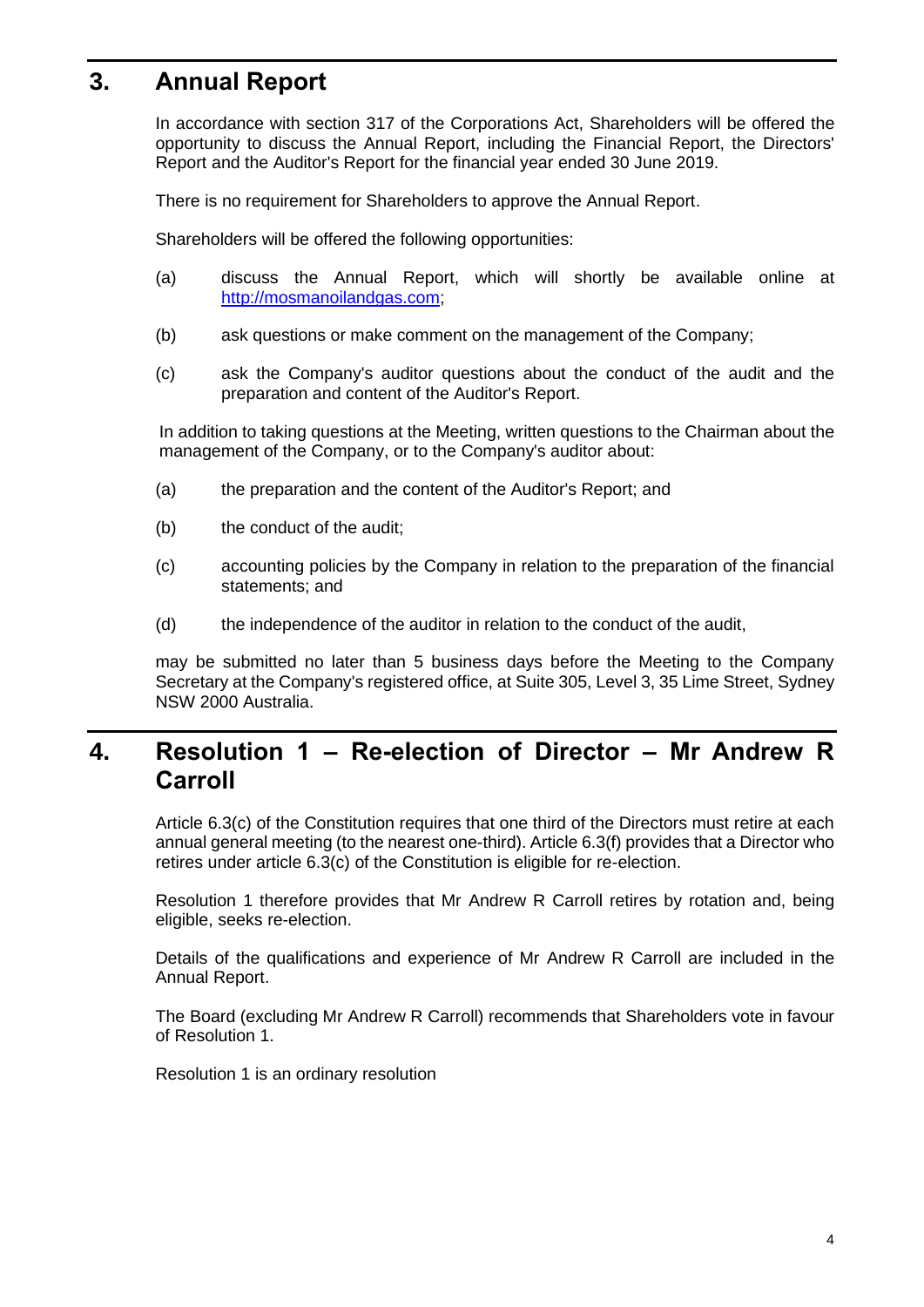## 3. Annual Report

In accordance with section 317 of the Corporations Act, Shareholders will be offered the opportunity to discuss the Annual Report, including the Financial Report, the Directors' Report and the Auditor's Report for the financial year ended 30 June 2019.

There is no requirement for Shareholders to approve the Annual Report.

Shareholders will be offered the following opportunities:

(a) discuss the Annual Report, which will shortly be available online at http://mosmanoilandgas.com;

(b) ask questions or make comment on the management of the Company;

(c) ask the Company's auditor questions about the conduct of the audit and the preparation and content of the Auditor's Report.

In addition to taking questions at the Meeting, written questions to the Chairman about the management of the Company, or to the Company's auditor about:

(a) the preparation and the content of the Auditor's Report; and

(b) the conduct of the audit;

(c) accounting policies by the Company in relation to the preparation of the financial statements; and

(d) the independence of the auditor in relation to the conduct of the audit,

may be submitted no later than 5 business days before the Meeting to the Company Secretary at the Company's registered office, at Suite 305, Level 3, 35 Lime Street, Sydney NSW 2000 Australia.

## 4. Resolution 1 – Re-election of Director – Mr Andrew R Carroll

Article 6.3(c) of the Constitution requires that one third of the Directors must retire at each annual general meeting (to the nearest one-third). Article 6.3(f) provides that a Director who retires under article 6.3(c) of the Constitution is eligible for re-election.

Resolution 1 therefore provides that Mr Andrew R Carroll retires by rotation and, being eligible, seeks re-election.

Details of the qualifications and experience of Mr Andrew R Carroll are included in the Annual Report.

The Board (excluding Mr Andrew R Carroll) recommends that Shareholders vote in favour of Resolution 1.

Resolution 1 is an ordinary resolution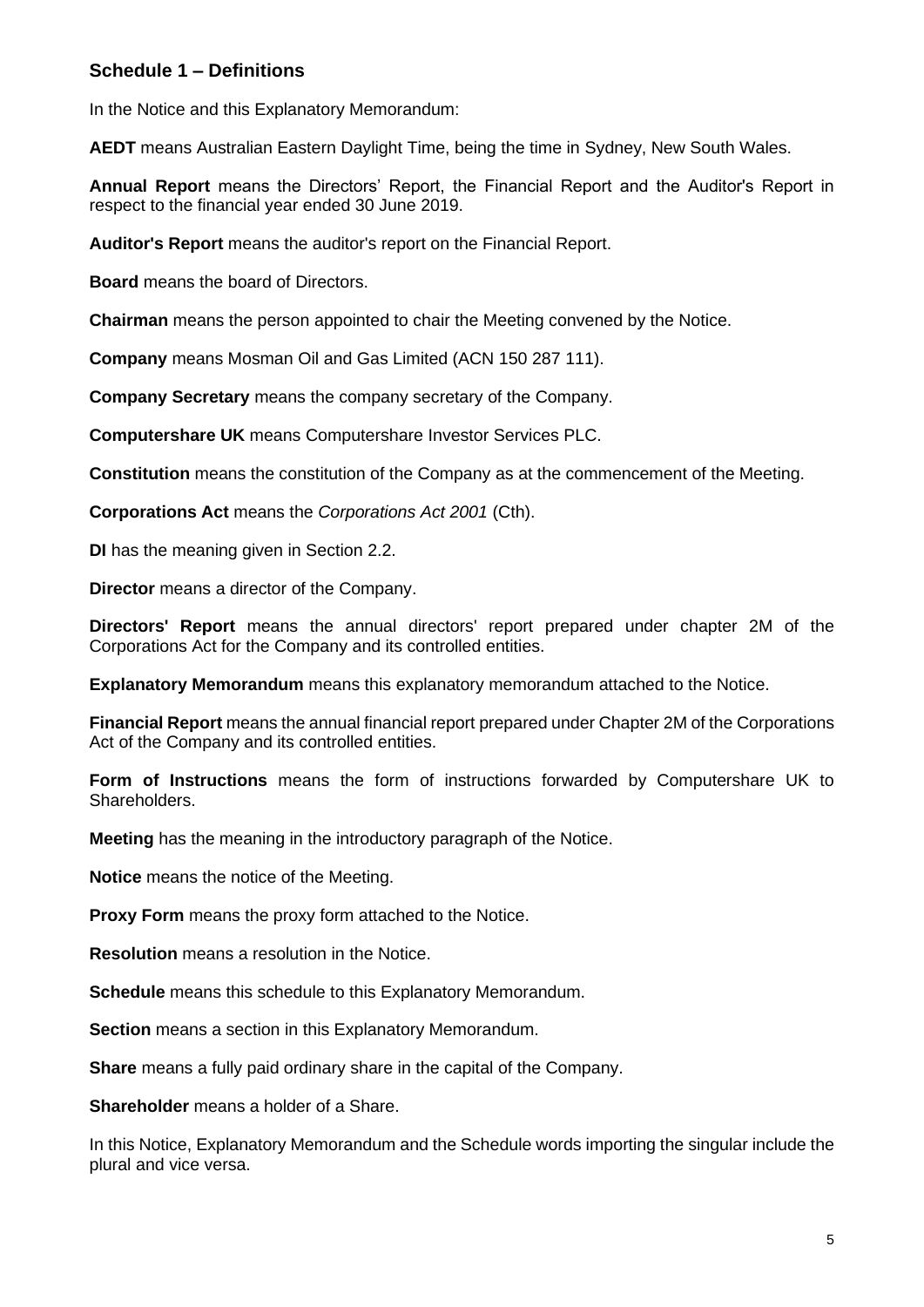## Schedule 1 – Definitions

In the Notice and this Explanatory Memorandum:

**AEDT** means Australian Eastern Daylight Time, being the time in Sydney, New South Wales.

**Annual Report** means the Directors' Report, the Financial Report and the Auditor's Report in respect to the financial year ended 30 June 2019.

**Auditor's Report** means the auditor's report on the Financial Report.

**Board** means the board of Directors.

**Chairman** means the person appointed to chair the Meeting convened by the Notice.

**Company** means Mosman Oil and Gas Limited (ACN 150 287 111).

**Company Secretary** means the company secretary of the Company.

**Computershare UK** means Computershare Investor Services PLC.

**Constitution** means the constitution of the Company as at the commencement of the Meeting.

**Corporations Act** means the *Corporations Act 2001* (Cth).

**DI** has the meaning given in Section 2.2.

**Director** means a director of the Company.

**Directors' Report** means the annual directors' report prepared under chapter 2M of the Corporations Act for the Company and its controlled entities.

**Explanatory Memorandum** means this explanatory memorandum attached to the Notice.

**Financial Report** means the annual financial report prepared under Chapter 2M of the Corporations Act of the Company and its controlled entities.

**Form of Instructions** means the form of instructions forwarded by Computershare UK to Shareholders.

**Meeting** has the meaning in the introductory paragraph of the Notice.

**Notice** means the notice of the Meeting.

**Proxy Form** means the proxy form attached to the Notice.

**Resolution** means a resolution in the Notice.

**Schedule** means this schedule to this Explanatory Memorandum.

**Section** means a section in this Explanatory Memorandum.

**Share** means a fully paid ordinary share in the capital of the Company.

**Shareholder** means a holder of a Share.

In this Notice, Explanatory Memorandum and the Schedule words importing the singular include the plural and vice versa.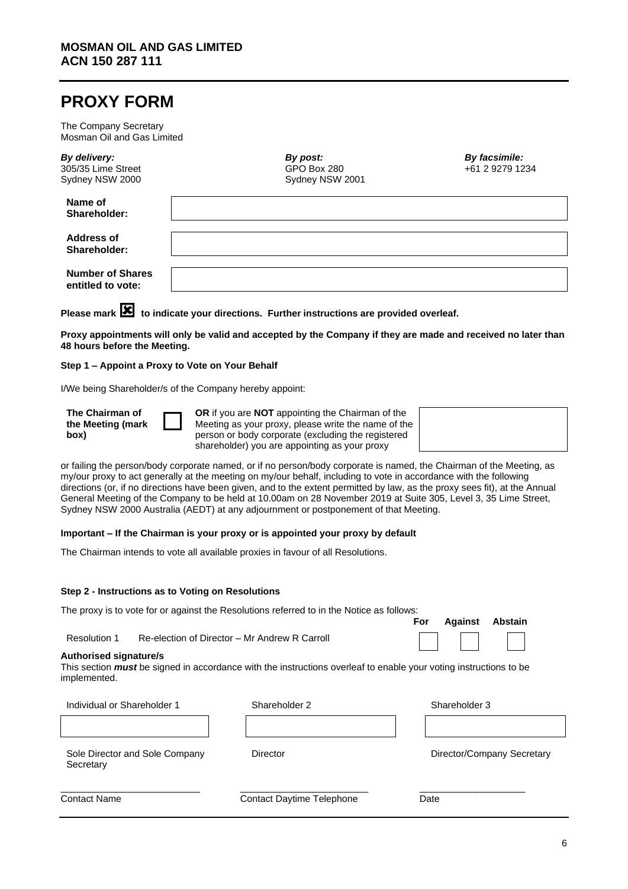**MOSMAN OIL AND GAS LIMITED**
**ACN 150 287 111**

# PROXY FORM

The Company Secretary
Mosman Oil and Gas Limited

| *By delivery:* | *By post:* | *By facsimile:* |
| --- | --- | --- |
| 305/35 Lime Street<br>Sydney NSW 2000 | GPO Box 280<br>Sydney NSW 2001 | +61 2 9279 1234 |

| | |
| --- | --- |
| **Name of Shareholder:** | |
| **Address of Shareholder:** | |
| **Number of Shares entitled to vote:** | |

**Please mark ☒ to indicate your directions. Further instructions are provided overleaf.**

**Proxy appointments will only be valid and accepted by the Company if they are made and received no later than 48 hours before the Meeting.**

**Step 1 – Appoint a Proxy to Vote on Your Behalf**

I/We being Shareholder/s of the Company hereby appoint:

| | | | |
| --- | --- | --- | --- |
| **The Chairman of the Meeting (mark box)** | ☐ | **OR** if you are **NOT** appointing the Chairman of the Meeting as your proxy, please write the name of the person or body corporate (excluding the registered shareholder) you are appointing as your proxy | |

or failing the person/body corporate named, or if no person/body corporate is named, the Chairman of the Meeting, as my/our proxy to act generally at the meeting on my/our behalf, including to vote in accordance with the following directions (or, if no directions have been given, and to the extent permitted by law, as the proxy sees fit), at the Annual General Meeting of the Company to be held at 10.00am on 28 November 2019 at Suite 305, Level 3, 35 Lime Street, Sydney NSW 2000 Australia (AEDT) at any adjournment or postponement of that Meeting.

**Important – If the Chairman is your proxy or is appointed your proxy by default**

The Chairman intends to vote all available proxies in favour of all Resolutions.

**Step 2 - Instructions as to Voting on Resolutions**

The proxy is to vote for or against the Resolutions referred to in the Notice as follows:

| | | For | Against | Abstain |
| --- | --- | --- | --- | --- |
| Resolution 1 | Re-election of Director – Mr Andrew R Carroll | ☐ | ☐ | ☐ |

**Authorised signature/s**

This section ***must*** be signed in accordance with the instructions overleaf to enable your voting instructions to be implemented.

| Individual or Shareholder 1 | Shareholder 2 | Shareholder 3 |
| --- | --- | --- |
| | | |
| Sole Director and Sole Company Secretary | Director | Director/Company Secretary |

| \_\_\_\_\_\_\_\_\_\_\_\_\_\_\_\_\_\_\_\_\_\_\_\_\_\_ | \_\_\_\_\_\_\_\_\_\_\_\_\_\_\_\_\_\_\_\_\_\_\_\_\_\_ | \_\_\_\_\_\_\_\_\_\_\_\_\_\_\_\_\_\_\_\_ |
| --- | --- | --- |
| Contact Name | Contact Daytime Telephone | Date |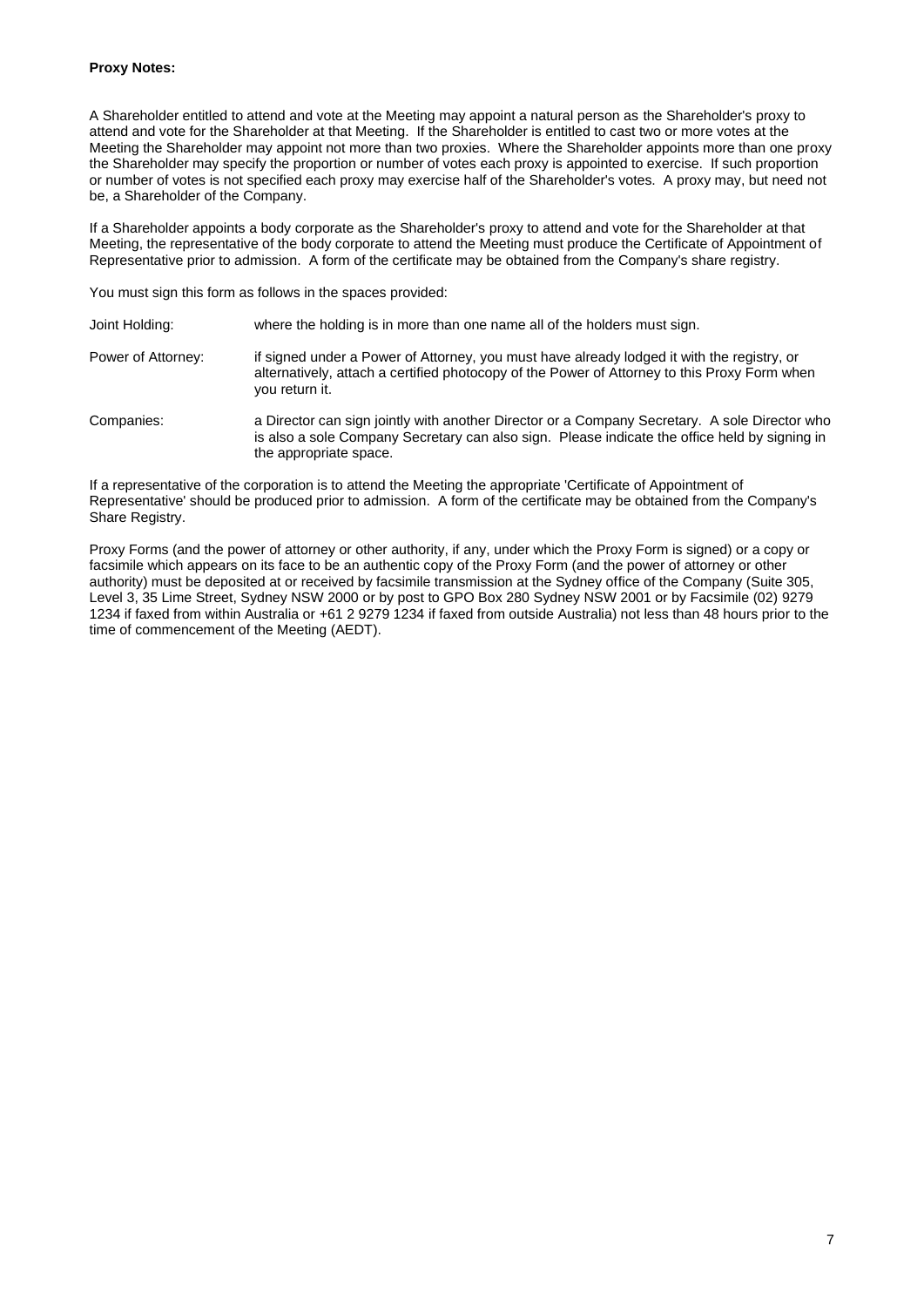**Proxy Notes:**

A Shareholder entitled to attend and vote at the Meeting may appoint a natural person as the Shareholder's proxy to attend and vote for the Shareholder at that Meeting. If the Shareholder is entitled to cast two or more votes at the Meeting the Shareholder may appoint not more than two proxies. Where the Shareholder appoints more than one proxy the Shareholder may specify the proportion or number of votes each proxy is appointed to exercise. If such proportion or number of votes is not specified each proxy may exercise half of the Shareholder's votes. A proxy may, but need not be, a Shareholder of the Company.

If a Shareholder appoints a body corporate as the Shareholder's proxy to attend and vote for the Shareholder at that Meeting, the representative of the body corporate to attend the Meeting must produce the Certificate of Appointment of Representative prior to admission. A form of the certificate may be obtained from the Company's share registry.

You must sign this form as follows in the spaces provided:

| | |
|---|---|
| Joint Holding: | where the holding is in more than one name all of the holders must sign. |
| Power of Attorney: | if signed under a Power of Attorney, you must have already lodged it with the registry, or alternatively, attach a certified photocopy of the Power of Attorney to this Proxy Form when you return it. |
| Companies: | a Director can sign jointly with another Director or a Company Secretary. A sole Director who is also a sole Company Secretary can also sign. Please indicate the office held by signing in the appropriate space. |

If a representative of the corporation is to attend the Meeting the appropriate 'Certificate of Appointment of Representative' should be produced prior to admission. A form of the certificate may be obtained from the Company's Share Registry.

Proxy Forms (and the power of attorney or other authority, if any, under which the Proxy Form is signed) or a copy or facsimile which appears on its face to be an authentic copy of the Proxy Form (and the power of attorney or other authority) must be deposited at or received by facsimile transmission at the Sydney office of the Company (Suite 305, Level 3, 35 Lime Street, Sydney NSW 2000 or by post to GPO Box 280 Sydney NSW 2001 or by Facsimile (02) 9279 1234 if faxed from within Australia or +61 2 9279 1234 if faxed from outside Australia) not less than 48 hours prior to the time of commencement of the Meeting (AEDT).